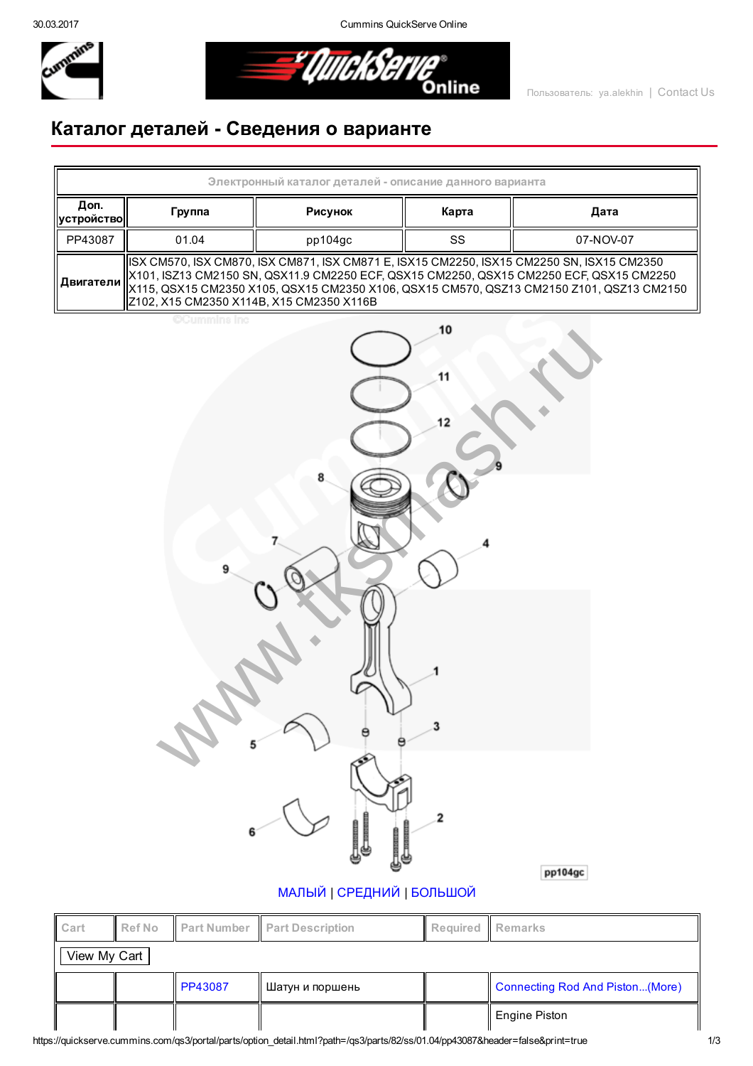Пользователь: ya.alekhin | Contact Us

# Каталог деталей - Сведения о варианте

| Электронный каталог деталей - описание данного варианта | | | | |
|---|---|---|---|---|
| Доп. устройство | Группа | Рисунок | Карта | Дата |
| PP43087 | 01.04 | pp104gc | SS | 07-NOV-07 |
| Двигатели | ISX CM570, ISX CM870, ISX CM871, ISX CM871 E, ISX15 CM2250, ISX15 CM2250 SN, ISX15 CM2350 X101, ISZ13 CM2150 SN, QSX11.9 CM2250 ECF, QSX15 CM2250, QSX15 CM2250 ECF, QSX15 CM2250 X115, QSX15 CM2350 X105, QSX15 CM2350 X106, QSX15 CM570, QSZ13 CM2150 Z101, QSZ13 CM2150 Z102, X15 CM2350 X114B, X15 CM2350 X116B | | | |

МАЛЫЙ | СРЕДНИЙ | БОЛЬШОЙ

| Cart | Ref No | Part Number | Part Description | Required | Remarks |
|---|---|---|---|---|---|
| View My Cart | | | | | |
| | | PP43087 | Шатун и поршень | | Connecting Rod And Piston...(More) |
| | | | | | Engine Piston |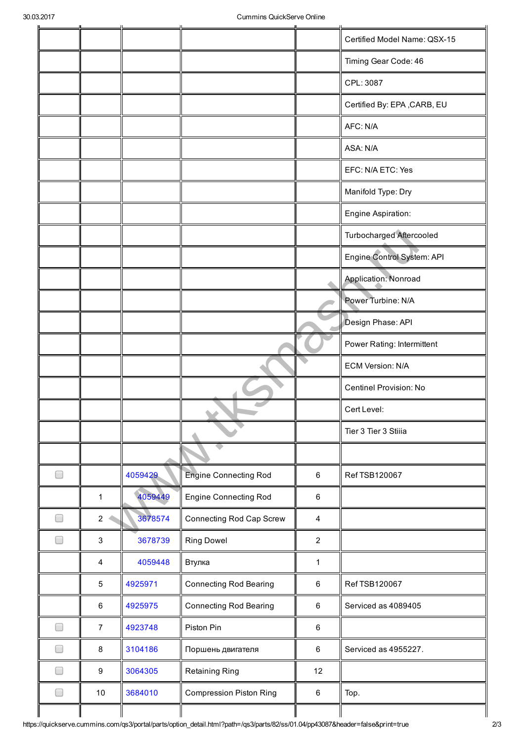| | | | | | |
|---|---|---|---|---|---|
| | | | | | Certified Model Name: QSX-15 |
| | | | | | Timing Gear Code: 46 |
| | | | | | CPL: 3087 |
| | | | | | Certified By: EPA ,CARB, EU |
| | | | | | AFC: N/A |
| | | | | | ASA: N/A |
| | | | | | EFC: N/A ETC: Yes |
| | | | | | Manifold Type: Dry |
| | | | | | Engine Aspiration: |
| | | | | | Turbocharged Aftercooled |
| | | | | | Engine Control System: API |
| | | | | | Application: Nonroad |
| | | | | | Power Turbine: N/A |
| | | | | | Design Phase: API |
| | | | | | Power Rating: Intermittent |
| | | | | | ECM Version: N/A |
| | | | | | Centinel Provision: No |
| | | | | | Cert Level: |
| | | | | | Tier 3 Tier 3 Stiiia |
| | | | | | |
| ☐ | | 4059429 | Engine Connecting Rod | 6 | Ref TSB120067 |
| | 1 | 4059449 | Engine Connecting Rod | 6 | |
| ☐ | 2 | 3678574 | Connecting Rod Cap Screw | 4 | |
| ☐ | 3 | 3678739 | Ring Dowel | 2 | |
| | 4 | 4059448 | Втулка | 1 | |
| | 5 | 4925971 | Connecting Rod Bearing | 6 | Ref TSB120067 |
| | 6 | 4925975 | Connecting Rod Bearing | 6 | Serviced as 4089405 |
| ☐ | 7 | 4923748 | Piston Pin | 6 | |
| ☐ | 8 | 3104186 | Поршень двигателя | 6 | Serviced as 4955227. |
| ☐ | 9 | 3064305 | Retaining Ring | 12 | |
| ☐ | 10 | 3684010 | Compression Piston Ring | 6 | Top. |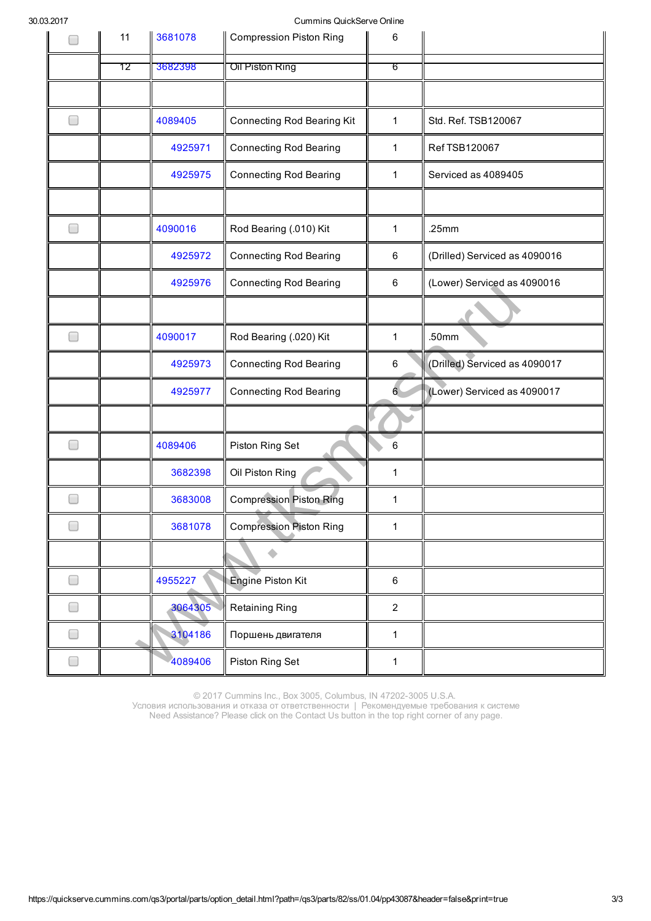| | | | | | |
|---|---|---|---|---|---|
| ☐ | 11 | 3681078 | Compression Piston Ring | 6 | |
| | 12 | 3682398 | Oil Piston Ring | 6 | |
| | | | | | |
| ☐ | | 4089405 | Connecting Rod Bearing Kit | 1 | Std. Ref. TSB120067 |
| | | 4925971 | Connecting Rod Bearing | 1 | Ref TSB120067 |
| | | 4925975 | Connecting Rod Bearing | 1 | Serviced as 4089405 |
| | | | | | |
| ☐ | | 4090016 | Rod Bearing (.010) Kit | 1 | .25mm |
| | | 4925972 | Connecting Rod Bearing | 6 | (Drilled) Serviced as 4090016 |
| | | 4925976 | Connecting Rod Bearing | 6 | (Lower) Serviced as 4090016 |
| | | | | | |
| ☐ | | 4090017 | Rod Bearing (.020) Kit | 1 | .50mm |
| | | 4925973 | Connecting Rod Bearing | 6 | (Drilled) Serviced as 4090017 |
| | | 4925977 | Connecting Rod Bearing | 6 | (Lower) Serviced as 4090017 |
| | | | | | |
| ☐ | | 4089406 | Piston Ring Set | 6 | |
| | | 3682398 | Oil Piston Ring | 1 | |
| ☐ | | 3683008 | Compression Piston Ring | 1 | |
| ☐ | | 3681078 | Compression Piston Ring | 1 | |
| | | | | | |
| ☐ | | 4955227 | Engine Piston Kit | 6 | |
| ☐ | | 3064305 | Retaining Ring | 2 | |
| ☐ | | 3104186 | Поршень двигателя | 1 | |
| ☐ | | 4089406 | Piston Ring Set | 1 | |

© 2017 Cummins Inc., Box 3005, Columbus, IN 47202-3005 U.S.A.
Условия использования и отказа от ответственности | Рекомендуемые требования к системе
Need Assistance? Please click on the Contact Us button in the top right corner of any page.